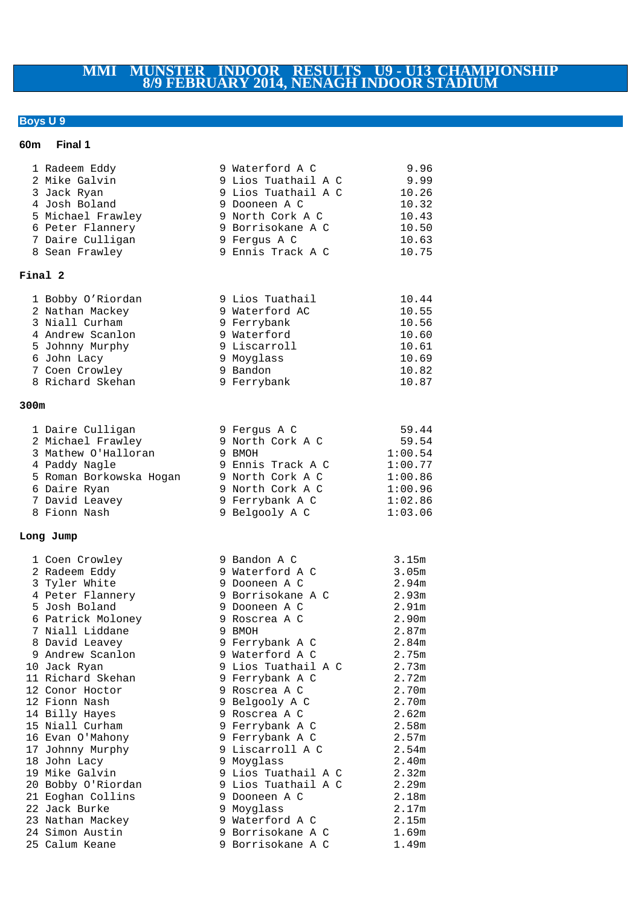# MMI MUNSTER INDOOR RESULTS U9 - U13 CHAMPIONSHIP
# 8/9 FEBRUARY 2014, NENAGH INDOOR STADIUM

## Boys U 9

### 60m Final 1

| | | | | |
|---|---|---|---|---|
| 1 | Radeem Eddy | 9 | Waterford A C | 9.96 |
| 2 | Mike Galvin | 9 | Lios Tuathail A C | 9.99 |
| 3 | Jack Ryan | 9 | Lios Tuathail A C | 10.26 |
| 4 | Josh Boland | 9 | Dooneen A C | 10.32 |
| 5 | Michael Frawley | 9 | North Cork A C | 10.43 |
| 6 | Peter Flannery | 9 | Borrisokane A C | 10.50 |
| 7 | Daire Culligan | 9 | Fergus A C | 10.63 |
| 8 | Sean Frawley | 9 | Ennis Track A C | 10.75 |

### Final 2

| | | | | |
|---|---|---|---|---|
| 1 | Bobby O'Riordan | 9 | Lios Tuathail | 10.44 |
| 2 | Nathan Mackey | 9 | Waterford AC | 10.55 |
| 3 | Niall Curham | 9 | Ferrybank | 10.56 |
| 4 | Andrew Scanlon | 9 | Waterford | 10.60 |
| 5 | Johnny Murphy | 9 | Liscarroll | 10.61 |
| 6 | John Lacy | 9 | Moyglass | 10.69 |
| 7 | Coen Crowley | 9 | Bandon | 10.82 |
| 8 | Richard Skehan | 9 | Ferrybank | 10.87 |

### 300m

| | | | | |
|---|---|---|---|---|
| 1 | Daire Culligan | 9 | Fergus A C | 59.44 |
| 2 | Michael Frawley | 9 | North Cork A C | 59.54 |
| 3 | Mathew O'Halloran | 9 | BMOH | 1:00.54 |
| 4 | Paddy Nagle | 9 | Ennis Track A C | 1:00.77 |
| 5 | Roman Borkowska Hogan | 9 | North Cork A C | 1:00.86 |
| 6 | Daire Ryan | 9 | North Cork A C | 1:00.96 |
| 7 | David Leavey | 9 | Ferrybank A C | 1:02.86 |
| 8 | Fionn Nash | 9 | Belgooly A C | 1:03.06 |

### Long Jump

| | | | | |
|---|---|---|---|---|
| 1 | Coen Crowley | 9 | Bandon A C | 3.15m |
| 2 | Radeem Eddy | 9 | Waterford A C | 3.05m |
| 3 | Tyler White | 9 | Dooneen A C | 2.94m |
| 4 | Peter Flannery | 9 | Borrisokane A C | 2.93m |
| 5 | Josh Boland | 9 | Dooneen A C | 2.91m |
| 6 | Patrick Moloney | 9 | Roscrea A C | 2.90m |
| 7 | Niall Liddane | 9 | BMOH | 2.87m |
| 8 | David Leavey | 9 | Ferrybank A C | 2.84m |
| 9 | Andrew Scanlon | 9 | Waterford A C | 2.75m |
| 10 | Jack Ryan | 9 | Lios Tuathail A C | 2.73m |
| 11 | Richard Skehan | 9 | Ferrybank A C | 2.72m |
| 12 | Conor Hoctor | 9 | Roscrea A C | 2.70m |
| 12 | Fionn Nash | 9 | Belgooly A C | 2.70m |
| 14 | Billy Hayes | 9 | Roscrea A C | 2.62m |
| 15 | Niall Curham | 9 | Ferrybank A C | 2.58m |
| 16 | Evan O'Mahony | 9 | Ferrybank A C | 2.57m |
| 17 | Johnny Murphy | 9 | Liscarroll A C | 2.54m |
| 18 | John Lacy | 9 | Moyglass | 2.40m |
| 19 | Mike Galvin | 9 | Lios Tuathail A C | 2.32m |
| 20 | Bobby O'Riordan | 9 | Lios Tuathail A C | 2.29m |
| 21 | Eoghan Collins | 9 | Dooneen A C | 2.18m |
| 22 | Jack Burke | 9 | Moyglass | 2.17m |
| 23 | Nathan Mackey | 9 | Waterford A C | 2.15m |
| 24 | Simon Austin | 9 | Borrisokane A C | 1.69m |
| 25 | Calum Keane | 9 | Borrisokane A C | 1.49m |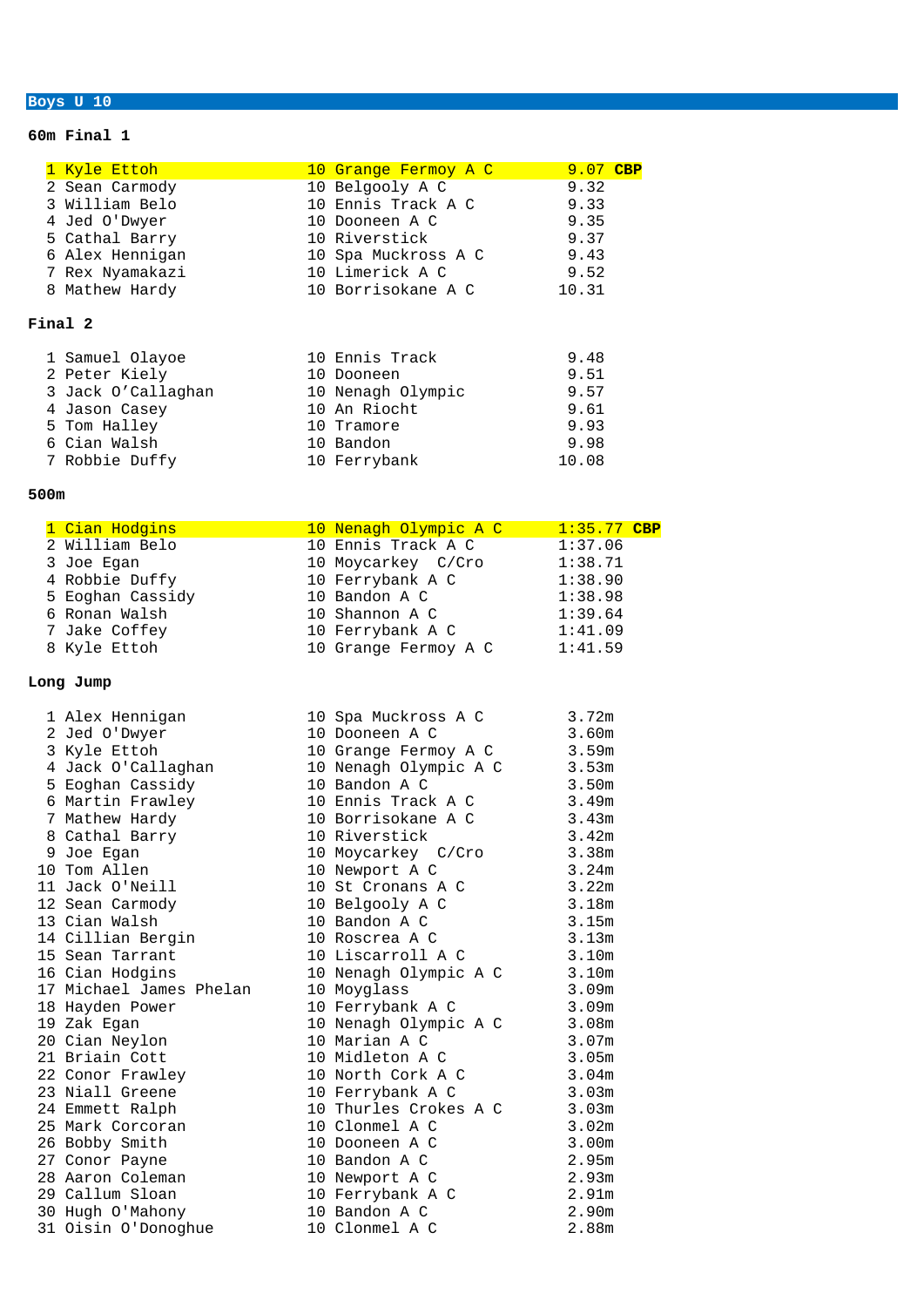## Boys U 10

### 60m Final 1

| Pos | Name | Age | Club | Result |
|---|---|---|---|---|
| 1 | Kyle Ettoh | 10 | Grange Fermoy A C | 9.07 **CBP** |
| 2 | Sean Carmody | 10 | Belgooly A C | 9.32 |
| 3 | William Belo | 10 | Ennis Track A C | 9.33 |
| 4 | Jed O'Dwyer | 10 | Dooneen A C | 9.35 |
| 5 | Cathal Barry | 10 | Riverstick | 9.37 |
| 6 | Alex Hennigan | 10 | Spa Muckross A C | 9.43 |
| 7 | Rex Nyamakazi | 10 | Limerick A C | 9.52 |
| 8 | Mathew Hardy | 10 | Borrisokane A C | 10.31 |

### Final 2

| Pos | Name | Age | Club | Result |
|---|---|---|---|---|
| 1 | Samuel Olayoe | 10 | Ennis Track | 9.48 |
| 2 | Peter Kiely | 10 | Dooneen | 9.51 |
| 3 | Jack O'Callaghan | 10 | Nenagh Olympic | 9.57 |
| 4 | Jason Casey | 10 | An Riocht | 9.61 |
| 5 | Tom Halley | 10 | Tramore | 9.93 |
| 6 | Cian Walsh | 10 | Bandon | 9.98 |
| 7 | Robbie Duffy | 10 | Ferrybank | 10.08 |

### 500m

| Pos | Name | Age | Club | Result |
|---|---|---|---|---|
| 1 | Cian Hodgins | 10 | Nenagh Olympic A C | 1:35.77 **CBP** |
| 2 | William Belo | 10 | Ennis Track A C | 1:37.06 |
| 3 | Joe Egan | 10 | Moycarkey C/Cro | 1:38.71 |
| 4 | Robbie Duffy | 10 | Ferrybank A C | 1:38.90 |
| 5 | Eoghan Cassidy | 10 | Bandon A C | 1:38.98 |
| 6 | Ronan Walsh | 10 | Shannon A C | 1:39.64 |
| 7 | Jake Coffey | 10 | Ferrybank A C | 1:41.09 |
| 8 | Kyle Ettoh | 10 | Grange Fermoy A C | 1:41.59 |

### Long Jump

| Pos | Name | Age | Club | Result |
|---|---|---|---|---|
| 1 | Alex Hennigan | 10 | Spa Muckross A C | 3.72m |
| 2 | Jed O'Dwyer | 10 | Dooneen A C | 3.60m |
| 3 | Kyle Ettoh | 10 | Grange Fermoy A C | 3.59m |
| 4 | Jack O'Callaghan | 10 | Nenagh Olympic A C | 3.53m |
| 5 | Eoghan Cassidy | 10 | Bandon A C | 3.50m |
| 6 | Martin Frawley | 10 | Ennis Track A C | 3.49m |
| 7 | Mathew Hardy | 10 | Borrisokane A C | 3.43m |
| 8 | Cathal Barry | 10 | Riverstick | 3.42m |
| 9 | Joe Egan | 10 | Moycarkey C/Cro | 3.38m |
| 10 | Tom Allen | 10 | Newport A C | 3.24m |
| 11 | Jack O'Neill | 10 | St Cronans A C | 3.22m |
| 12 | Sean Carmody | 10 | Belgooly A C | 3.18m |
| 13 | Cian Walsh | 10 | Bandon A C | 3.15m |
| 14 | Cillian Bergin | 10 | Roscrea A C | 3.13m |
| 15 | Sean Tarrant | 10 | Liscarroll A C | 3.10m |
| 16 | Cian Hodgins | 10 | Nenagh Olympic A C | 3.10m |
| 17 | Michael James Phelan | 10 | Moyglass | 3.09m |
| 18 | Hayden Power | 10 | Ferrybank A C | 3.09m |
| 19 | Zak Egan | 10 | Nenagh Olympic A C | 3.08m |
| 20 | Cian Neylon | 10 | Marian A C | 3.07m |
| 21 | Briain Cott | 10 | Midleton A C | 3.05m |
| 22 | Conor Frawley | 10 | North Cork A C | 3.04m |
| 23 | Niall Greene | 10 | Ferrybank A C | 3.03m |
| 24 | Emmett Ralph | 10 | Thurles Crokes A C | 3.03m |
| 25 | Mark Corcoran | 10 | Clonmel A C | 3.02m |
| 26 | Bobby Smith | 10 | Dooneen A C | 3.00m |
| 27 | Conor Payne | 10 | Bandon A C | 2.95m |
| 28 | Aaron Coleman | 10 | Newport A C | 2.93m |
| 29 | Callum Sloan | 10 | Ferrybank A C | 2.91m |
| 30 | Hugh O'Mahony | 10 | Bandon A C | 2.90m |
| 31 | Oisin O'Donoghue | 10 | Clonmel A C | 2.88m |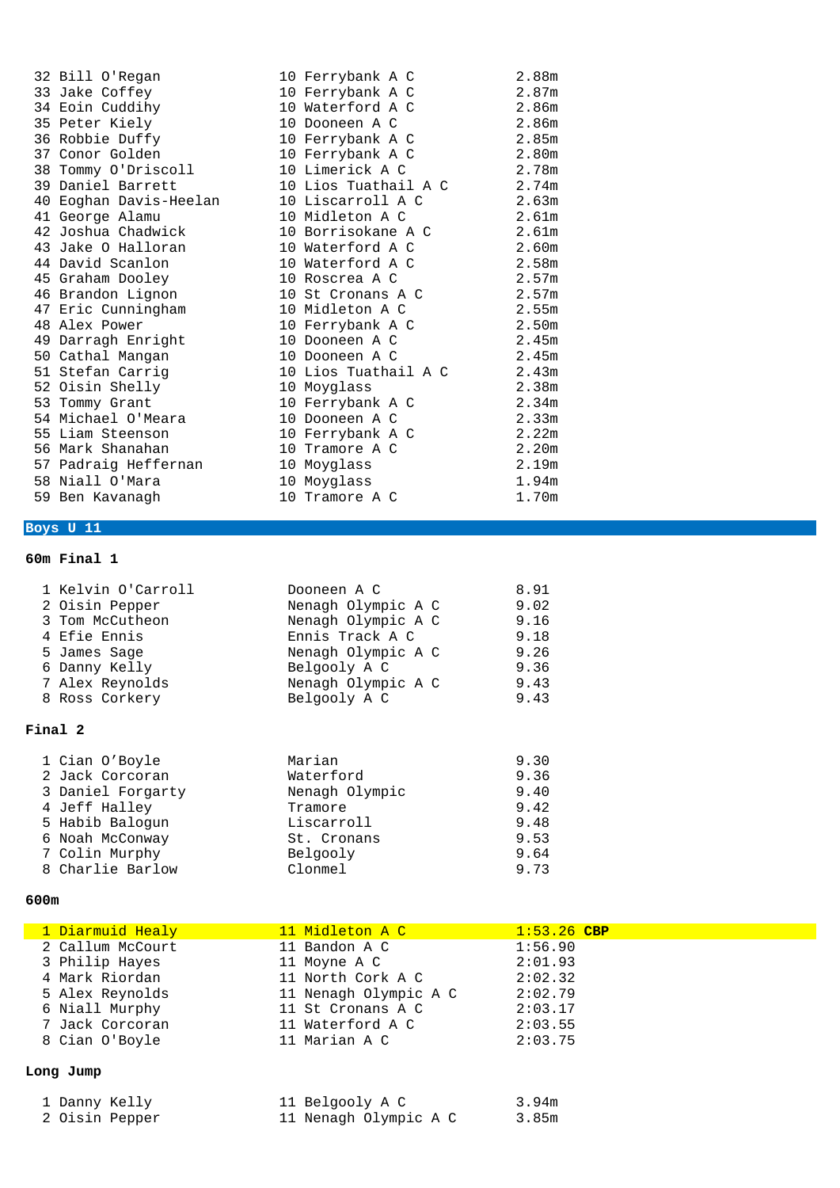| | | | |
|---|---|---|---|
| 32 | Bill O'Regan | 10 Ferrybank A C | 2.88m |
| 33 | Jake Coffey | 10 Ferrybank A C | 2.87m |
| 34 | Eoin Cuddihy | 10 Waterford A C | 2.86m |
| 35 | Peter Kiely | 10 Dooneen A C | 2.86m |
| 36 | Robbie Duffy | 10 Ferrybank A C | 2.85m |
| 37 | Conor Golden | 10 Ferrybank A C | 2.80m |
| 38 | Tommy O'Driscoll | 10 Limerick A C | 2.78m |
| 39 | Daniel Barrett | 10 Lios Tuathail A C | 2.74m |
| 40 | Eoghan Davis-Heelan | 10 Liscarroll A C | 2.63m |
| 41 | George Alamu | 10 Midleton A C | 2.61m |
| 42 | Joshua Chadwick | 10 Borrisokane A C | 2.61m |
| 43 | Jake O Halloran | 10 Waterford A C | 2.60m |
| 44 | David Scanlon | 10 Waterford A C | 2.58m |
| 45 | Graham Dooley | 10 Roscrea A C | 2.57m |
| 46 | Brandon Lignon | 10 St Cronans A C | 2.57m |
| 47 | Eric Cunningham | 10 Midleton A C | 2.55m |
| 48 | Alex Power | 10 Ferrybank A C | 2.50m |
| 49 | Darragh Enright | 10 Dooneen A C | 2.45m |
| 50 | Cathal Mangan | 10 Dooneen A C | 2.45m |
| 51 | Stefan Carrig | 10 Lios Tuathail A C | 2.43m |
| 52 | Oisin Shelly | 10 Moyglass | 2.38m |
| 53 | Tommy Grant | 10 Ferrybank A C | 2.34m |
| 54 | Michael O'Meara | 10 Dooneen A C | 2.33m |
| 55 | Liam Steenson | 10 Ferrybank A C | 2.22m |
| 56 | Mark Shanahan | 10 Tramore A C | 2.20m |
| 57 | Padraig Heffernan | 10 Moyglass | 2.19m |
| 58 | Niall O'Mara | 10 Moyglass | 1.94m |
| 59 | Ben Kavanagh | 10 Tramore A C | 1.70m |

## Boys U 11

### 60m Final 1

| | | | |
|---|---|---|---|
| 1 | Kelvin O'Carroll | Dooneen A C | 8.91 |
| 2 | Oisin Pepper | Nenagh Olympic A C | 9.02 |
| 3 | Tom McCutheon | Nenagh Olympic A C | 9.16 |
| 4 | Efie Ennis | Ennis Track A C | 9.18 |
| 5 | James Sage | Nenagh Olympic A C | 9.26 |
| 6 | Danny Kelly | Belgooly A C | 9.36 |
| 7 | Alex Reynolds | Nenagh Olympic A C | 9.43 |
| 8 | Ross Corkery | Belgooly A C | 9.43 |

### Final 2

| | | | |
|---|---|---|---|
| 1 | Cian O'Boyle | Marian | 9.30 |
| 2 | Jack Corcoran | Waterford | 9.36 |
| 3 | Daniel Forgarty | Nenagh Olympic | 9.40 |
| 4 | Jeff Halley | Tramore | 9.42 |
| 5 | Habib Balogun | Liscarroll | 9.48 |
| 6 | Noah McConway | St. Cronans | 9.53 |
| 7 | Colin Murphy | Belgooly | 9.64 |
| 8 | Charlie Barlow | Clonmel | 9.73 |

### 600m

| | | | |
|---|---|---|---|
| 1 | Diarmuid Healy | 11 Midleton A C | 1:53.26 **CBP** |
| 2 | Callum McCourt | 11 Bandon A C | 1:56.90 |
| 3 | Philip Hayes | 11 Moyne A C | 2:01.93 |
| 4 | Mark Riordan | 11 North Cork A C | 2:02.32 |
| 5 | Alex Reynolds | 11 Nenagh Olympic A C | 2:02.79 |
| 6 | Niall Murphy | 11 St Cronans A C | 2:03.17 |
| 7 | Jack Corcoran | 11 Waterford A C | 2:03.55 |
| 8 | Cian O'Boyle | 11 Marian A C | 2:03.75 |

### Long Jump

| | | | |
|---|---|---|---|
| 1 | Danny Kelly | 11 Belgooly A C | 3.94m |
| 2 | Oisin Pepper | 11 Nenagh Olympic A C | 3.85m |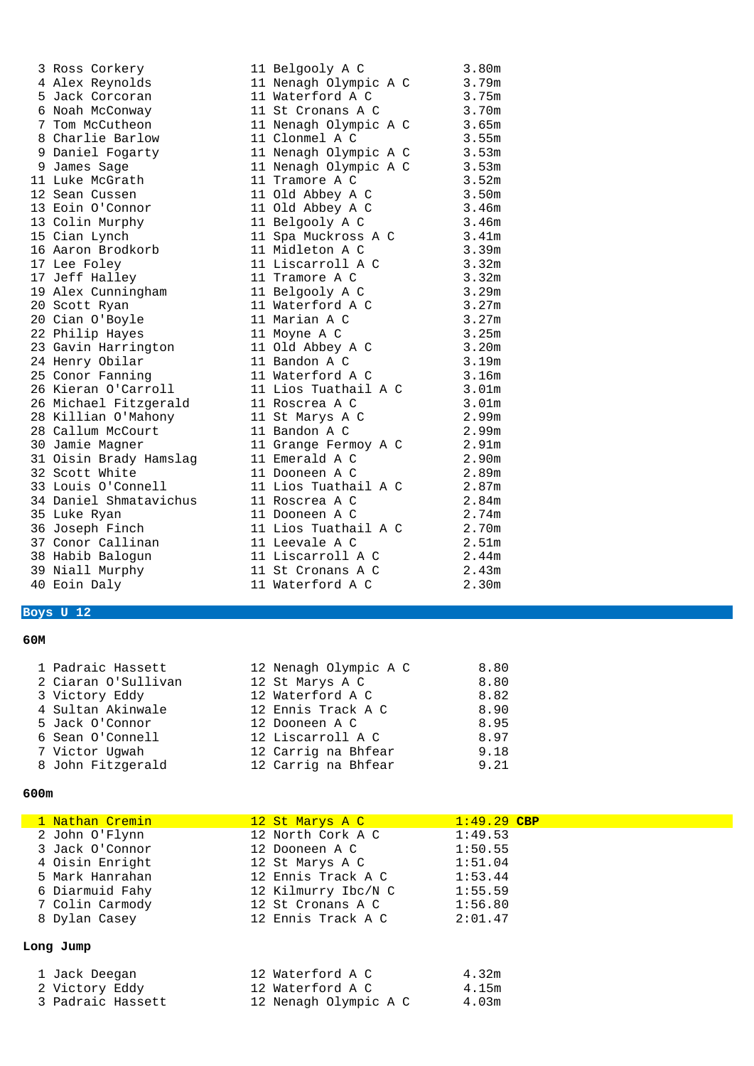| | | | |
|---|---|---|---|
| 3 | Ross Corkery | 11 Belgooly A C | 3.80m |
| 4 | Alex Reynolds | 11 Nenagh Olympic A C | 3.79m |
| 5 | Jack Corcoran | 11 Waterford A C | 3.75m |
| 6 | Noah McConway | 11 St Cronans A C | 3.70m |
| 7 | Tom McCutheon | 11 Nenagh Olympic A C | 3.65m |
| 8 | Charlie Barlow | 11 Clonmel A C | 3.55m |
| 9 | Daniel Fogarty | 11 Nenagh Olympic A C | 3.53m |
| 9 | James Sage | 11 Nenagh Olympic A C | 3.53m |
| 11 | Luke McGrath | 11 Tramore A C | 3.52m |
| 12 | Sean Cussen | 11 Old Abbey A C | 3.50m |
| 13 | Eoin O'Connor | 11 Old Abbey A C | 3.46m |
| 13 | Colin Murphy | 11 Belgooly A C | 3.46m |
| 15 | Cian Lynch | 11 Spa Muckross A C | 3.41m |
| 16 | Aaron Brodkorb | 11 Midleton A C | 3.39m |
| 17 | Lee Foley | 11 Liscarroll A C | 3.32m |
| 17 | Jeff Halley | 11 Tramore A C | 3.32m |
| 19 | Alex Cunningham | 11 Belgooly A C | 3.29m |
| 20 | Scott Ryan | 11 Waterford A C | 3.27m |
| 20 | Cian O'Boyle | 11 Marian A C | 3.27m |
| 22 | Philip Hayes | 11 Moyne A C | 3.25m |
| 23 | Gavin Harrington | 11 Old Abbey A C | 3.20m |
| 24 | Henry Obilar | 11 Bandon A C | 3.19m |
| 25 | Conor Fanning | 11 Waterford A C | 3.16m |
| 26 | Kieran O'Carroll | 11 Lios Tuathail A C | 3.01m |
| 26 | Michael Fitzgerald | 11 Roscrea A C | 3.01m |
| 28 | Killian O'Mahony | 11 St Marys A C | 2.99m |
| 28 | Callum McCourt | 11 Bandon A C | 2.99m |
| 30 | Jamie Magner | 11 Grange Fermoy A C | 2.91m |
| 31 | Oisin Brady Hamslag | 11 Emerald A C | 2.90m |
| 32 | Scott White | 11 Dooneen A C | 2.89m |
| 33 | Louis O'Connell | 11 Lios Tuathail A C | 2.87m |
| 34 | Daniel Shmatavichus | 11 Roscrea A C | 2.84m |
| 35 | Luke Ryan | 11 Dooneen A C | 2.74m |
| 36 | Joseph Finch | 11 Lios Tuathail A C | 2.70m |
| 37 | Conor Callinan | 11 Leevale A C | 2.51m |
| 38 | Habib Balogun | 11 Liscarroll A C | 2.44m |
| 39 | Niall Murphy | 11 St Cronans A C | 2.43m |
| 40 | Eoin Daly | 11 Waterford A C | 2.30m |

## Boys U 12

### 60M

| | | | |
|---|---|---|---|
| 1 | Padraic Hassett | 12 Nenagh Olympic A C | 8.80 |
| 2 | Ciaran O'Sullivan | 12 St Marys A C | 8.80 |
| 3 | Victory Eddy | 12 Waterford A C | 8.82 |
| 4 | Sultan Akinwale | 12 Ennis Track A C | 8.90 |
| 5 | Jack O'Connor | 12 Dooneen A C | 8.95 |
| 6 | Sean O'Connell | 12 Liscarroll A C | 8.97 |
| 7 | Victor Ugwah | 12 Carrig na Bhfear | 9.18 |
| 8 | John Fitzgerald | 12 Carrig na Bhfear | 9.21 |

### 600m

| | | | |
|---|---|---|---|
| 1 | Nathan Cremin | 12 St Marys A C | 1:49.29 **CBP** |
| 2 | John O'Flynn | 12 North Cork A C | 1:49.53 |
| 3 | Jack O'Connor | 12 Dooneen A C | 1:50.55 |
| 4 | Oisin Enright | 12 St Marys A C | 1:51.04 |
| 5 | Mark Hanrahan | 12 Ennis Track A C | 1:53.44 |
| 6 | Diarmuid Fahy | 12 Kilmurry Ibc/N C | 1:55.59 |
| 7 | Colin Carmody | 12 St Cronans A C | 1:56.80 |
| 8 | Dylan Casey | 12 Ennis Track A C | 2:01.47 |

### Long Jump

| | | | |
|---|---|---|---|
| 1 | Jack Deegan | 12 Waterford A C | 4.32m |
| 2 | Victory Eddy | 12 Waterford A C | 4.15m |
| 3 | Padraic Hassett | 12 Nenagh Olympic A C | 4.03m |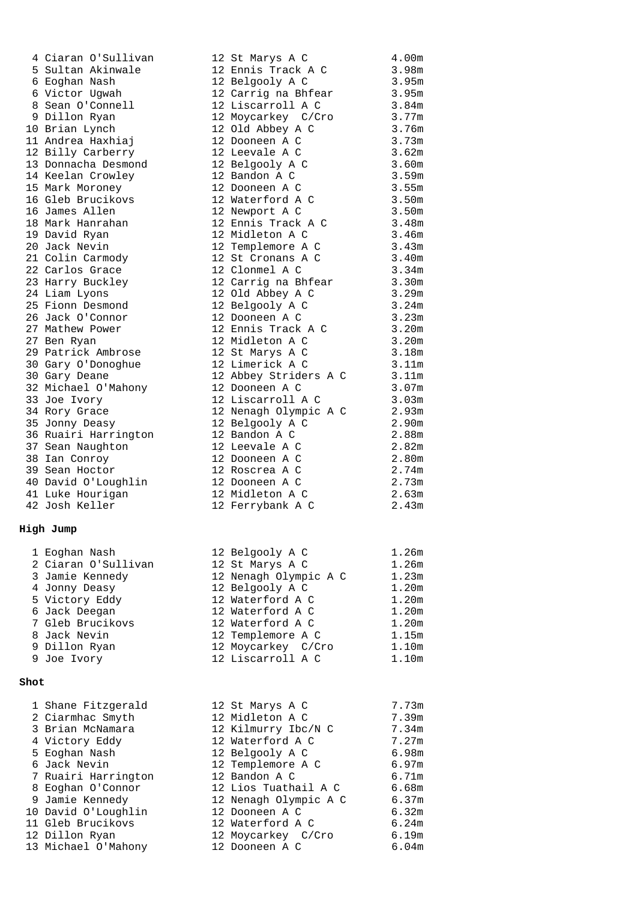| | | | | |
|---|---|---|---|---|
| 4 | Ciaran O'Sullivan | 12 | St Marys A C | 4.00m |
| 5 | Sultan Akinwale | 12 | Ennis Track A C | 3.98m |
| 6 | Eoghan Nash | 12 | Belgooly A C | 3.95m |
| 6 | Victor Ugwah | 12 | Carrig na Bhfear | 3.95m |
| 8 | Sean O'Connell | 12 | Liscarroll A C | 3.84m |
| 9 | Dillon Ryan | 12 | Moycarkey C/Cro | 3.77m |
| 10 | Brian Lynch | 12 | Old Abbey A C | 3.76m |
| 11 | Andrea Haxhiaj | 12 | Dooneen A C | 3.73m |
| 12 | Billy Carberry | 12 | Leevale A C | 3.62m |
| 13 | Donnacha Desmond | 12 | Belgooly A C | 3.60m |
| 14 | Keelan Crowley | 12 | Bandon A C | 3.59m |
| 15 | Mark Moroney | 12 | Dooneen A C | 3.55m |
| 16 | Gleb Brucikovs | 12 | Waterford A C | 3.50m |
| 16 | James Allen | 12 | Newport A C | 3.50m |
| 18 | Mark Hanrahan | 12 | Ennis Track A C | 3.48m |
| 19 | David Ryan | 12 | Midleton A C | 3.46m |
| 20 | Jack Nevin | 12 | Templemore A C | 3.43m |
| 21 | Colin Carmody | 12 | St Cronans A C | 3.40m |
| 22 | Carlos Grace | 12 | Clonmel A C | 3.34m |
| 23 | Harry Buckley | 12 | Carrig na Bhfear | 3.30m |
| 24 | Liam Lyons | 12 | Old Abbey A C | 3.29m |
| 25 | Fionn Desmond | 12 | Belgooly A C | 3.24m |
| 26 | Jack O'Connor | 12 | Dooneen A C | 3.23m |
| 27 | Mathew Power | 12 | Ennis Track A C | 3.20m |
| 27 | Ben Ryan | 12 | Midleton A C | 3.20m |
| 29 | Patrick Ambrose | 12 | St Marys A C | 3.18m |
| 30 | Gary O'Donoghue | 12 | Limerick A C | 3.11m |
| 30 | Gary Deane | 12 | Abbey Striders A C | 3.11m |
| 32 | Michael O'Mahony | 12 | Dooneen A C | 3.07m |
| 33 | Joe Ivory | 12 | Liscarroll A C | 3.03m |
| 34 | Rory Grace | 12 | Nenagh Olympic A C | 2.93m |
| 35 | Jonny Deasy | 12 | Belgooly A C | 2.90m |
| 36 | Ruairi Harrington | 12 | Bandon A C | 2.88m |
| 37 | Sean Naughton | 12 | Leevale A C | 2.82m |
| 38 | Ian Conroy | 12 | Dooneen A C | 2.80m |
| 39 | Sean Hoctor | 12 | Roscrea A C | 2.74m |
| 40 | David O'Loughlin | 12 | Dooneen A C | 2.73m |
| 41 | Luke Hourigan | 12 | Midleton A C | 2.63m |
| 42 | Josh Keller | 12 | Ferrybank A C | 2.43m |

**High Jump**

| | | | | |
|---|---|---|---|---|
| 1 | Eoghan Nash | 12 | Belgooly A C | 1.26m |
| 2 | Ciaran O'Sullivan | 12 | St Marys A C | 1.26m |
| 3 | Jamie Kennedy | 12 | Nenagh Olympic A C | 1.23m |
| 4 | Jonny Deasy | 12 | Belgooly A C | 1.20m |
| 5 | Victory Eddy | 12 | Waterford A C | 1.20m |
| 6 | Jack Deegan | 12 | Waterford A C | 1.20m |
| 7 | Gleb Brucikovs | 12 | Waterford A C | 1.20m |
| 8 | Jack Nevin | 12 | Templemore A C | 1.15m |
| 9 | Dillon Ryan | 12 | Moycarkey C/Cro | 1.10m |
| 9 | Joe Ivory | 12 | Liscarroll A C | 1.10m |

**Shot**

| | | | | |
|---|---|---|---|---|
| 1 | Shane Fitzgerald | 12 | St Marys A C | 7.73m |
| 2 | Ciarmhac Smyth | 12 | Midleton A C | 7.39m |
| 3 | Brian McNamara | 12 | Kilmurry Ibc/N C | 7.34m |
| 4 | Victory Eddy | 12 | Waterford A C | 7.27m |
| 5 | Eoghan Nash | 12 | Belgooly A C | 6.98m |
| 6 | Jack Nevin | 12 | Templemore A C | 6.97m |
| 7 | Ruairi Harrington | 12 | Bandon A C | 6.71m |
| 8 | Eoghan O'Connor | 12 | Lios Tuathail A C | 6.68m |
| 9 | Jamie Kennedy | 12 | Nenagh Olympic A C | 6.37m |
| 10 | David O'Loughlin | 12 | Dooneen A C | 6.32m |
| 11 | Gleb Brucikovs | 12 | Waterford A C | 6.24m |
| 12 | Dillon Ryan | 12 | Moycarkey C/Cro | 6.19m |
| 13 | Michael O'Mahony | 12 | Dooneen A C | 6.04m |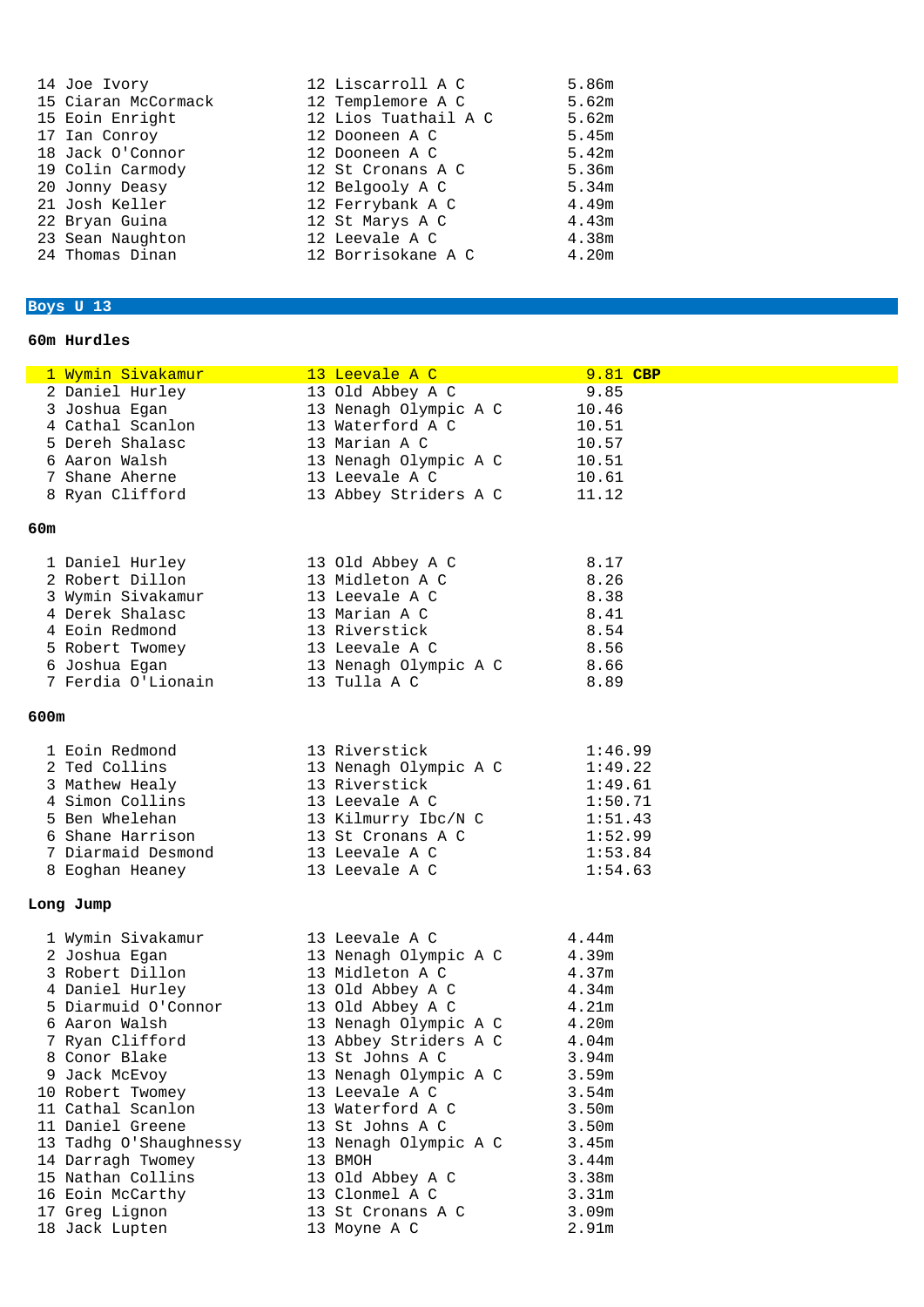| | | | |
|---|---|---|---|
| 14 | Joe Ivory | 12 Liscarroll A C | 5.86m |
| 15 | Ciaran McCormack | 12 Templemore A C | 5.62m |
| 15 | Eoin Enright | 12 Lios Tuathail A C | 5.62m |
| 17 | Ian Conroy | 12 Dooneen A C | 5.45m |
| 18 | Jack O'Connor | 12 Dooneen A C | 5.42m |
| 19 | Colin Carmody | 12 St Cronans A C | 5.36m |
| 20 | Jonny Deasy | 12 Belgooly A C | 5.34m |
| 21 | Josh Keller | 12 Ferrybank A C | 4.49m |
| 22 | Bryan Guina | 12 St Marys A C | 4.43m |
| 23 | Sean Naughton | 12 Leevale A C | 4.38m |
| 24 | Thomas Dinan | 12 Borrisokane A C | 4.20m |

## Boys U 13

### 60m Hurdles

| | | | |
|---|---|---|---|
| 1 | Wymin Sivakamur | 13 Leevale A C | 9.81 **CBP** |
| 2 | Daniel Hurley | 13 Old Abbey A C | 9.85 |
| 3 | Joshua Egan | 13 Nenagh Olympic A C | 10.46 |
| 4 | Cathal Scanlon | 13 Waterford A C | 10.51 |
| 5 | Dereh Shalasc | 13 Marian A C | 10.57 |
| 6 | Aaron Walsh | 13 Nenagh Olympic A C | 10.51 |
| 7 | Shane Aherne | 13 Leevale A C | 10.61 |
| 8 | Ryan Clifford | 13 Abbey Striders A C | 11.12 |

### 60m

| | | | |
|---|---|---|---|
| 1 | Daniel Hurley | 13 Old Abbey A C | 8.17 |
| 2 | Robert Dillon | 13 Midleton A C | 8.26 |
| 3 | Wymin Sivakamur | 13 Leevale A C | 8.38 |
| 4 | Derek Shalasc | 13 Marian A C | 8.41 |
| 4 | Eoin Redmond | 13 Riverstick | 8.54 |
| 5 | Robert Twomey | 13 Leevale A C | 8.56 |
| 6 | Joshua Egan | 13 Nenagh Olympic A C | 8.66 |
| 7 | Ferdia O'Lionain | 13 Tulla A C | 8.89 |

### 600m

| | | | |
|---|---|---|---|
| 1 | Eoin Redmond | 13 Riverstick | 1:46.99 |
| 2 | Ted Collins | 13 Nenagh Olympic A C | 1:49.22 |
| 3 | Mathew Healy | 13 Riverstick | 1:49.61 |
| 4 | Simon Collins | 13 Leevale A C | 1:50.71 |
| 5 | Ben Whelehan | 13 Kilmurry Ibc/N C | 1:51.43 |
| 6 | Shane Harrison | 13 St Cronans A C | 1:52.99 |
| 7 | Diarmaid Desmond | 13 Leevale A C | 1:53.84 |
| 8 | Eoghan Heaney | 13 Leevale A C | 1:54.63 |

### Long Jump

| | | | |
|---|---|---|---|
| 1 | Wymin Sivakamur | 13 Leevale A C | 4.44m |
| 2 | Joshua Egan | 13 Nenagh Olympic A C | 4.39m |
| 3 | Robert Dillon | 13 Midleton A C | 4.37m |
| 4 | Daniel Hurley | 13 Old Abbey A C | 4.34m |
| 5 | Diarmuid O'Connor | 13 Old Abbey A C | 4.21m |
| 6 | Aaron Walsh | 13 Nenagh Olympic A C | 4.20m |
| 7 | Ryan Clifford | 13 Abbey Striders A C | 4.04m |
| 8 | Conor Blake | 13 St Johns A C | 3.94m |
| 9 | Jack McEvoy | 13 Nenagh Olympic A C | 3.59m |
| 10 | Robert Twomey | 13 Leevale A C | 3.54m |
| 11 | Cathal Scanlon | 13 Waterford A C | 3.50m |
| 11 | Daniel Greene | 13 St Johns A C | 3.50m |
| 13 | Tadhg O'Shaughnessy | 13 Nenagh Olympic A C | 3.45m |
| 14 | Darragh Twomey | 13 BMOH | 3.44m |
| 15 | Nathan Collins | 13 Old Abbey A C | 3.38m |
| 16 | Eoin McCarthy | 13 Clonmel A C | 3.31m |
| 17 | Greg Lignon | 13 St Cronans A C | 3.09m |
| 18 | Jack Lupten | 13 Moyne A C | 2.91m |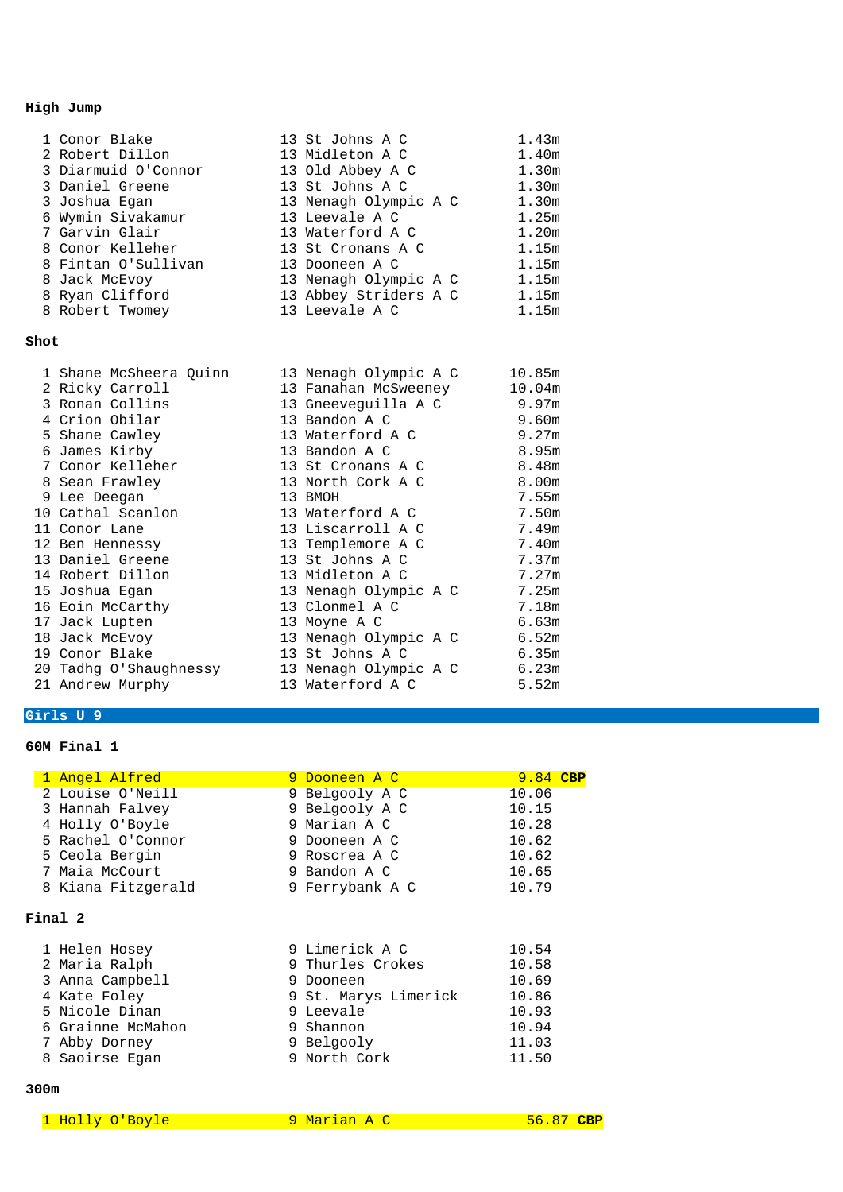### High Jump

| Place | Name | Age | Club | Result |
|---|---|---|---|---|
| 1 | Conor Blake | 13 | St Johns A C | 1.43m |
| 2 | Robert Dillon | 13 | Midleton A C | 1.40m |
| 3 | Diarmuid O'Connor | 13 | Old Abbey A C | 1.30m |
| 3 | Daniel Greene | 13 | St Johns A C | 1.30m |
| 3 | Joshua Egan | 13 | Nenagh Olympic A C | 1.30m |
| 6 | Wymin Sivakamur | 13 | Leevale A C | 1.25m |
| 7 | Garvin Glair | 13 | Waterford A C | 1.20m |
| 8 | Conor Kelleher | 13 | St Cronans A C | 1.15m |
| 8 | Fintan O'Sullivan | 13 | Dooneen A C | 1.15m |
| 8 | Jack McEvoy | 13 | Nenagh Olympic A C | 1.15m |
| 8 | Ryan Clifford | 13 | Abbey Striders A C | 1.15m |
| 8 | Robert Twomey | 13 | Leevale A C | 1.15m |

### Shot

| Place | Name | Age | Club | Result |
|---|---|---|---|---|
| 1 | Shane McSheera Quinn | 13 | Nenagh Olympic A C | 10.85m |
| 2 | Ricky Carroll | 13 | Fanahan McSweeney | 10.04m |
| 3 | Ronan Collins | 13 | Gneeveguilla A C | 9.97m |
| 4 | Crion Obilar | 13 | Bandon A C | 9.60m |
| 5 | Shane Cawley | 13 | Waterford A C | 9.27m |
| 6 | James Kirby | 13 | Bandon A C | 8.95m |
| 7 | Conor Kelleher | 13 | St Cronans A C | 8.48m |
| 8 | Sean Frawley | 13 | North Cork A C | 8.00m |
| 9 | Lee Deegan | 13 | BMOH | 7.55m |
| 10 | Cathal Scanlon | 13 | Waterford A C | 7.50m |
| 11 | Conor Lane | 13 | Liscarroll A C | 7.49m |
| 12 | Ben Hennessy | 13 | Templemore A C | 7.40m |
| 13 | Daniel Greene | 13 | St Johns A C | 7.37m |
| 14 | Robert Dillon | 13 | Midleton A C | 7.27m |
| 15 | Joshua Egan | 13 | Nenagh Olympic A C | 7.25m |
| 16 | Eoin McCarthy | 13 | Clonmel A C | 7.18m |
| 17 | Jack Lupten | 13 | Moyne A C | 6.63m |
| 18 | Jack McEvoy | 13 | Nenagh Olympic A C | 6.52m |
| 19 | Conor Blake | 13 | St Johns A C | 6.35m |
| 20 | Tadhg O'Shaughnessy | 13 | Nenagh Olympic A C | 6.23m |
| 21 | Andrew Murphy | 13 | Waterford A C | 5.52m |

## Girls U 9

### 60M Final 1

| Place | Name | Age | Club | Result |
|---|---|---|---|---|
| 1 | Angel Alfred | 9 | Dooneen A C | 9.84 **CBP** |
| 2 | Louise O'Neill | 9 | Belgooly A C | 10.06 |
| 3 | Hannah Falvey | 9 | Belgooly A C | 10.15 |
| 4 | Holly O'Boyle | 9 | Marian A C | 10.28 |
| 5 | Rachel O'Connor | 9 | Dooneen A C | 10.62 |
| 5 | Ceola Bergin | 9 | Roscrea A C | 10.62 |
| 7 | Maia McCourt | 9 | Bandon A C | 10.65 |
| 8 | Kiana Fitzgerald | 9 | Ferrybank A C | 10.79 |

### Final 2

| Place | Name | Age | Club | Result |
|---|---|---|---|---|
| 1 | Helen Hosey | 9 | Limerick A C | 10.54 |
| 2 | Maria Ralph | 9 | Thurles Crokes | 10.58 |
| 3 | Anna Campbell | 9 | Dooneen | 10.69 |
| 4 | Kate Foley | 9 | St. Marys Limerick | 10.86 |
| 5 | Nicole Dinan | 9 | Leevale | 10.93 |
| 6 | Grainne McMahon | 9 | Shannon | 10.94 |
| 7 | Abby Dorney | 9 | Belgooly | 11.03 |
| 8 | Saoirse Egan | 9 | North Cork | 11.50 |

### 300m

| Place | Name | Age | Club | Result |
|---|---|---|---|---|
| 1 | Holly O'Boyle | 9 | Marian A C | 56.87 **CBP** |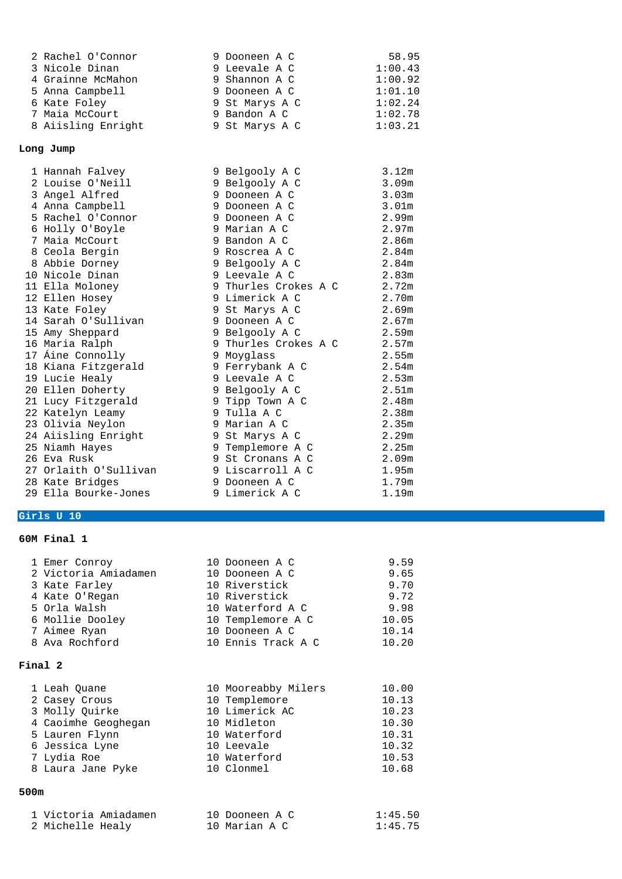| | | | | |
|---|---|---|---|---|
| 2 | Rachel O'Connor | 9 | Dooneen A C | 58.95 |
| 3 | Nicole Dinan | 9 | Leevale A C | 1:00.43 |
| 4 | Grainne McMahon | 9 | Shannon A C | 1:00.92 |
| 5 | Anna Campbell | 9 | Dooneen A C | 1:01.10 |
| 6 | Kate Foley | 9 | St Marys A C | 1:02.24 |
| 7 | Maia McCourt | 9 | Bandon A C | 1:02.78 |
| 8 | Aiisling Enright | 9 | St Marys A C | 1:03.21 |

**Long Jump**

| | | | | |
|---|---|---|---|---|
| 1 | Hannah Falvey | 9 | Belgooly A C | 3.12m |
| 2 | Louise O'Neill | 9 | Belgooly A C | 3.09m |
| 3 | Angel Alfred | 9 | Dooneen A C | 3.03m |
| 4 | Anna Campbell | 9 | Dooneen A C | 3.01m |
| 5 | Rachel O'Connor | 9 | Dooneen A C | 2.99m |
| 6 | Holly O'Boyle | 9 | Marian A C | 2.97m |
| 7 | Maia McCourt | 9 | Bandon A C | 2.86m |
| 8 | Ceola Bergin | 9 | Roscrea A C | 2.84m |
| 8 | Abbie Dorney | 9 | Belgooly A C | 2.84m |
| 10 | Nicole Dinan | 9 | Leevale A C | 2.83m |
| 11 | Ella Moloney | 9 | Thurles Crokes A C | 2.72m |
| 12 | Ellen Hosey | 9 | Limerick A C | 2.70m |
| 13 | Kate Foley | 9 | St Marys A C | 2.69m |
| 14 | Sarah O'Sullivan | 9 | Dooneen A C | 2.67m |
| 15 | Amy Sheppard | 9 | Belgooly A C | 2.59m |
| 16 | Maria Ralph | 9 | Thurles Crokes A C | 2.57m |
| 17 | Áine Connolly | 9 | Moyglass | 2.55m |
| 18 | Kiana Fitzgerald | 9 | Ferrybank A C | 2.54m |
| 19 | Lucie Healy | 9 | Leevale A C | 2.53m |
| 20 | Ellen Doherty | 9 | Belgooly A C | 2.51m |
| 21 | Lucy Fitzgerald | 9 | Tipp Town A C | 2.48m |
| 22 | Katelyn Leamy | 9 | Tulla A C | 2.38m |
| 23 | Olivia Neylon | 9 | Marian A C | 2.35m |
| 24 | Aiisling Enright | 9 | St Marys A C | 2.29m |
| 25 | Niamh Hayes | 9 | Templemore A C | 2.25m |
| 26 | Eva Rusk | 9 | St Cronans A C | 2.09m |
| 27 | Orlaith O'Sullivan | 9 | Liscarroll A C | 1.95m |
| 28 | Kate Bridges | 9 | Dooneen A C | 1.79m |
| 29 | Ella Bourke-Jones | 9 | Limerick A C | 1.19m |

## Girls U 10

**60M Final 1**

| | | | | |
|---|---|---|---|---|
| 1 | Emer Conroy | 10 | Dooneen A C | 9.59 |
| 2 | Victoria Amiadamen | 10 | Dooneen A C | 9.65 |
| 3 | Kate Farley | 10 | Riverstick | 9.70 |
| 4 | Kate O'Regan | 10 | Riverstick | 9.72 |
| 5 | Orla Walsh | 10 | Waterford A C | 9.98 |
| 6 | Mollie Dooley | 10 | Templemore A C | 10.05 |
| 7 | Aimee Ryan | 10 | Dooneen A C | 10.14 |
| 8 | Ava Rochford | 10 | Ennis Track A C | 10.20 |

**Final 2**

| | | | | |
|---|---|---|---|---|
| 1 | Leah Quane | 10 | Mooreabby Milers | 10.00 |
| 2 | Casey Crous | 10 | Templemore | 10.13 |
| 3 | Molly Quirke | 10 | Limerick AC | 10.23 |
| 4 | Caoimhe Geoghegan | 10 | Midleton | 10.30 |
| 5 | Lauren Flynn | 10 | Waterford | 10.31 |
| 6 | Jessica Lyne | 10 | Leevale | 10.32 |
| 7 | Lydia Roe | 10 | Waterford | 10.53 |
| 8 | Laura Jane Pyke | 10 | Clonmel | 10.68 |

**500m**

| | | | | |
|---|---|---|---|---|
| 1 | Victoria Amiadamen | 10 | Dooneen A C | 1:45.50 |
| 2 | Michelle Healy | 10 | Marian A C | 1:45.75 |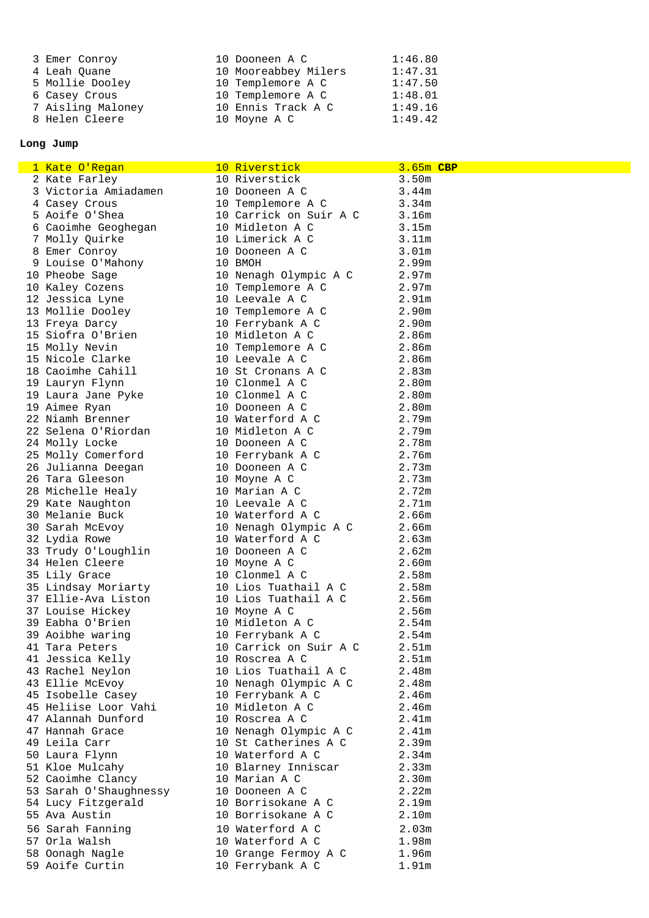| | | | |
|---|---|---|---|
| 3 | Emer Conroy | 10 Dooneen A C | 1:46.80 |
| 4 | Leah Quane | 10 Mooreabbey Milers | 1:47.31 |
| 5 | Mollie Dooley | 10 Templemore A C | 1:47.50 |
| 6 | Casey Crous | 10 Templemore A C | 1:48.01 |
| 7 | Aisling Maloney | 10 Ennis Track A C | 1:49.16 |
| 8 | Helen Cleere | 10 Moyne A C | 1:49.42 |

**Long Jump**

| | | | |
|---|---|---|---|
| 1 | Kate O'Regan | 10 Riverstick | 3.65m **CBP** |
| 2 | Kate Farley | 10 Riverstick | 3.50m |
| 3 | Victoria Amiadamen | 10 Dooneen A C | 3.44m |
| 4 | Casey Crous | 10 Templemore A C | 3.34m |
| 5 | Aoife O'Shea | 10 Carrick on Suir A C | 3.16m |
| 6 | Caoimhe Geoghegan | 10 Midleton A C | 3.15m |
| 7 | Molly Quirke | 10 Limerick A C | 3.11m |
| 8 | Emer Conroy | 10 Dooneen A C | 3.01m |
| 9 | Louise O'Mahony | 10 BMOH | 2.99m |
| 10 | Pheobe Sage | 10 Nenagh Olympic A C | 2.97m |
| 10 | Kaley Cozens | 10 Templemore A C | 2.97m |
| 12 | Jessica Lyne | 10 Leevale A C | 2.91m |
| 13 | Mollie Dooley | 10 Templemore A C | 2.90m |
| 13 | Freya Darcy | 10 Ferrybank A C | 2.90m |
| 15 | Siofra O'Brien | 10 Midleton A C | 2.86m |
| 15 | Molly Nevin | 10 Templemore A C | 2.86m |
| 15 | Nicole Clarke | 10 Leevale A C | 2.86m |
| 18 | Caoimhe Cahill | 10 St Cronans A C | 2.83m |
| 19 | Lauryn Flynn | 10 Clonmel A C | 2.80m |
| 19 | Laura Jane Pyke | 10 Clonmel A C | 2.80m |
| 19 | Aimee Ryan | 10 Dooneen A C | 2.80m |
| 22 | Niamh Brenner | 10 Waterford A C | 2.79m |
| 22 | Selena O'Riordan | 10 Midleton A C | 2.79m |
| 24 | Molly Locke | 10 Dooneen A C | 2.78m |
| 25 | Molly Comerford | 10 Ferrybank A C | 2.76m |
| 26 | Julianna Deegan | 10 Dooneen A C | 2.73m |
| 26 | Tara Gleeson | 10 Moyne A C | 2.73m |
| 28 | Michelle Healy | 10 Marian A C | 2.72m |
| 29 | Kate Naughton | 10 Leevale A C | 2.71m |
| 30 | Melanie Buck | 10 Waterford A C | 2.66m |
| 30 | Sarah McEvoy | 10 Nenagh Olympic A C | 2.66m |
| 32 | Lydia Rowe | 10 Waterford A C | 2.63m |
| 33 | Trudy O'Loughlin | 10 Dooneen A C | 2.62m |
| 34 | Helen Cleere | 10 Moyne A C | 2.60m |
| 35 | Lily Grace | 10 Clonmel A C | 2.58m |
| 35 | Lindsay Moriarty | 10 Lios Tuathail A C | 2.58m |
| 37 | Ellie-Ava Liston | 10 Lios Tuathail A C | 2.56m |
| 37 | Louise Hickey | 10 Moyne A C | 2.56m |
| 39 | Eabha O'Brien | 10 Midleton A C | 2.54m |
| 39 | Aoibhe waring | 10 Ferrybank A C | 2.54m |
| 41 | Tara Peters | 10 Carrick on Suir A C | 2.51m |
| 41 | Jessica Kelly | 10 Roscrea A C | 2.51m |
| 43 | Rachel Neylon | 10 Lios Tuathail A C | 2.48m |
| 43 | Ellie McEvoy | 10 Nenagh Olympic A C | 2.48m |
| 45 | Isobelle Casey | 10 Ferrybank A C | 2.46m |
| 45 | Heliise Loor Vahi | 10 Midleton A C | 2.46m |
| 47 | Alannah Dunford | 10 Roscrea A C | 2.41m |
| 47 | Hannah Grace | 10 Nenagh Olympic A C | 2.41m |
| 49 | Leila Carr | 10 St Catherines A C | 2.39m |
| 50 | Laura Flynn | 10 Waterford A C | 2.34m |
| 51 | Kloe Mulcahy | 10 Blarney Inniscar | 2.33m |
| 52 | Caoimhe Clancy | 10 Marian A C | 2.30m |
| 53 | Sarah O'Shaughnessy | 10 Dooneen A C | 2.22m |
| 54 | Lucy Fitzgerald | 10 Borrisokane A C | 2.19m |
| 55 | Ava Austin | 10 Borrisokane A C | 2.10m |
| 56 | Sarah Fanning | 10 Waterford A C | 2.03m |
| 57 | Orla Walsh | 10 Waterford A C | 1.98m |
| 58 | Oonagh Nagle | 10 Grange Fermoy A C | 1.96m |
| 59 | Aoife Curtin | 10 Ferrybank A C | 1.91m |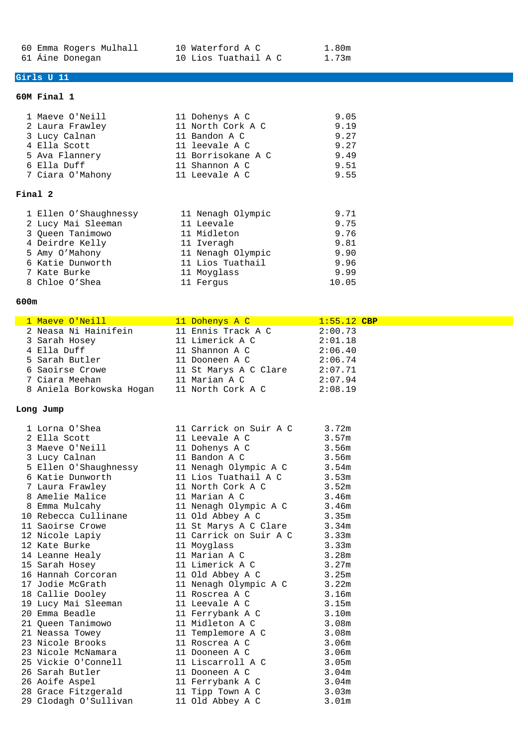| | | | |
|---|---|---|---|
| 60 | Emma Rogers Mulhall | 10 Waterford A C | 1.80m |
| 61 | Áine Donegan | 10 Lios Tuathail A C | 1.73m |

## Girls U 11

### 60M Final 1

| | | | |
|---|---|---|---|
| 1 | Maeve O'Neill | 11 Dohenys A C | 9.05 |
| 2 | Laura Frawley | 11 North Cork A C | 9.19 |
| 3 | Lucy Calnan | 11 Bandon A C | 9.27 |
| 4 | Ella Scott | 11 leevale A C | 9.27 |
| 5 | Ava Flannery | 11 Borrisokane A C | 9.49 |
| 6 | Ella Duff | 11 Shannon A C | 9.51 |
| 7 | Ciara O'Mahony | 11 Leevale A C | 9.55 |

### Final 2

| | | | |
|---|---|---|---|
| 1 | Ellen O'Shaughnessy | 11 Nenagh Olympic | 9.71 |
| 2 | Lucy Mai Sleeman | 11 Leevale | 9.75 |
| 3 | Queen Tanimowo | 11 Midleton | 9.76 |
| 4 | Deirdre Kelly | 11 Iveragh | 9.81 |
| 5 | Amy O'Mahony | 11 Nenagh Olympic | 9.90 |
| 6 | Katie Dunworth | 11 Lios Tuathail | 9.96 |
| 7 | Kate Burke | 11 Moyglass | 9.99 |
| 8 | Chloe O'Shea | 11 Fergus | 10.05 |

### 600m

| | | | |
|---|---|---|---|
| 1 | Maeve O'Neill | 11 Dohenys A C | 1:55.12 **CBP** |
| 2 | Neasa Ni Hainifein | 11 Ennis Track A C | 2:00.73 |
| 3 | Sarah Hosey | 11 Limerick A C | 2:01.18 |
| 4 | Ella Duff | 11 Shannon A C | 2:06.40 |
| 5 | Sarah Butler | 11 Dooneen A C | 2:06.74 |
| 6 | Saoirse Crowe | 11 St Marys A C Clare | 2:07.71 |
| 7 | Ciara Meehan | 11 Marian A C | 2:07.94 |
| 8 | Aniela Borkowska Hogan | 11 North Cork A C | 2:08.19 |

### Long Jump

| | | | |
|---|---|---|---|
| 1 | Lorna O'Shea | 11 Carrick on Suir A C | 3.72m |
| 2 | Ella Scott | 11 Leevale A C | 3.57m |
| 3 | Maeve O'Neill | 11 Dohenys A C | 3.56m |
| 3 | Lucy Calnan | 11 Bandon A C | 3.56m |
| 5 | Ellen O'Shaughnessy | 11 Nenagh Olympic A C | 3.54m |
| 6 | Katie Dunworth | 11 Lios Tuathail A C | 3.53m |
| 7 | Laura Frawley | 11 North Cork A C | 3.52m |
| 8 | Amelie Malice | 11 Marian A C | 3.46m |
| 8 | Emma Mulcahy | 11 Nenagh Olympic A C | 3.46m |
| 10 | Rebecca Cullinane | 11 Old Abbey A C | 3.35m |
| 11 | Saoirse Crowe | 11 St Marys A C Clare | 3.34m |
| 12 | Nicole Lapiy | 11 Carrick on Suir A C | 3.33m |
| 12 | Kate Burke | 11 Moyglass | 3.33m |
| 14 | Leanne Healy | 11 Marian A C | 3.28m |
| 15 | Sarah Hosey | 11 Limerick A C | 3.27m |
| 16 | Hannah Corcoran | 11 Old Abbey A C | 3.25m |
| 17 | Jodie McGrath | 11 Nenagh Olympic A C | 3.22m |
| 18 | Callie Dooley | 11 Roscrea A C | 3.16m |
| 19 | Lucy Mai Sleeman | 11 Leevale A C | 3.15m |
| 20 | Emma Beadle | 11 Ferrybank A C | 3.10m |
| 21 | Queen Tanimowo | 11 Midleton A C | 3.08m |
| 21 | Neassa Towey | 11 Templemore A C | 3.08m |
| 23 | Nicole Brooks | 11 Roscrea A C | 3.06m |
| 23 | Nicole McNamara | 11 Dooneen A C | 3.06m |
| 25 | Vickie O'Connell | 11 Liscarroll A C | 3.05m |
| 26 | Sarah Butler | 11 Dooneen A C | 3.04m |
| 26 | Aoife Aspel | 11 Ferrybank A C | 3.04m |
| 28 | Grace Fitzgerald | 11 Tipp Town A C | 3.03m |
| 29 | Clodagh O'Sullivan | 11 Old Abbey A C | 3.01m |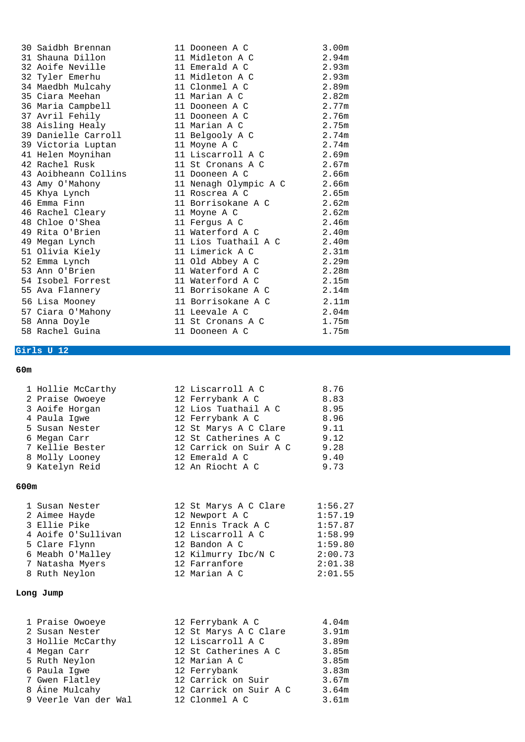| | | | | |
|---|---|---|---|---|
| 30 | Saidbh Brennan | 11 | Dooneen A C | 3.00m |
| 31 | Shauna Dillon | 11 | Midleton A C | 2.94m |
| 32 | Aoife Neville | 11 | Emerald A C | 2.93m |
| 32 | Tyler Emerhu | 11 | Midleton A C | 2.93m |
| 34 | Maedbh Mulcahy | 11 | Clonmel A C | 2.89m |
| 35 | Ciara Meehan | 11 | Marian A C | 2.82m |
| 36 | Maria Campbell | 11 | Dooneen A C | 2.77m |
| 37 | Avril Fehily | 11 | Dooneen A C | 2.76m |
| 38 | Aisling Healy | 11 | Marian A C | 2.75m |
| 39 | Danielle Carroll | 11 | Belgooly A C | 2.74m |
| 39 | Victoria Luptan | 11 | Moyne A C | 2.74m |
| 41 | Helen Moynihan | 11 | Liscarroll A C | 2.69m |
| 42 | Rachel Rusk | 11 | St Cronans A C | 2.67m |
| 43 | Aoibheann Collins | 11 | Dooneen A C | 2.66m |
| 43 | Amy O'Mahony | 11 | Nenagh Olympic A C | 2.66m |
| 45 | Khya Lynch | 11 | Roscrea A C | 2.65m |
| 46 | Emma Finn | 11 | Borrisokane A C | 2.62m |
| 46 | Rachel Cleary | 11 | Moyne A C | 2.62m |
| 48 | Chloe O'Shea | 11 | Fergus A C | 2.46m |
| 49 | Rita O'Brien | 11 | Waterford A C | 2.40m |
| 49 | Megan Lynch | 11 | Lios Tuathail A C | 2.40m |
| 51 | Olivia Kiely | 11 | Limerick A C | 2.31m |
| 52 | Emma Lynch | 11 | Old Abbey A C | 2.29m |
| 53 | Ann O'Brien | 11 | Waterford A C | 2.28m |
| 54 | Isobel Forrest | 11 | Waterford A C | 2.15m |
| 55 | Ava Flannery | 11 | Borrisokane A C | 2.14m |
| 56 | Lisa Mooney | 11 | Borrisokane A C | 2.11m |
| 57 | Ciara O'Mahony | 11 | Leevale A C | 2.04m |
| 58 | Anna Doyle | 11 | St Cronans A C | 1.75m |
| 58 | Rachel Guina | 11 | Dooneen A C | 1.75m |

## Girls U 12

### 60m

| | | | | |
|---|---|---|---|---|
| 1 | Hollie McCarthy | 12 | Liscarroll A C | 8.76 |
| 2 | Praise Owoeye | 12 | Ferrybank A C | 8.83 |
| 3 | Aoife Horgan | 12 | Lios Tuathail A C | 8.95 |
| 4 | Paula Igwe | 12 | Ferrybank A C | 8.96 |
| 5 | Susan Nester | 12 | St Marys A C Clare | 9.11 |
| 6 | Megan Carr | 12 | St Catherines A C | 9.12 |
| 7 | Kellie Bester | 12 | Carrick on Suir A C | 9.28 |
| 8 | Molly Looney | 12 | Emerald A C | 9.40 |
| 9 | Katelyn Reid | 12 | An Riocht A C | 9.73 |

### 600m

| | | | | |
|---|---|---|---|---|
| 1 | Susan Nester | 12 | St Marys A C Clare | 1:56.27 |
| 2 | Aimee Hayde | 12 | Newport A C | 1:57.19 |
| 3 | Ellie Pike | 12 | Ennis Track A C | 1:57.87 |
| 4 | Aoife O'Sullivan | 12 | Liscarroll A C | 1:58.99 |
| 5 | Clare Flynn | 12 | Bandon A C | 1:59.80 |
| 6 | Meabh O'Malley | 12 | Kilmurry Ibc/N C | 2:00.73 |
| 7 | Natasha Myers | 12 | Farranfore | 2:01.38 |
| 8 | Ruth Neylon | 12 | Marian A C | 2:01.55 |

### Long Jump

| | | | | |
|---|---|---|---|---|
| 1 | Praise Owoeye | 12 | Ferrybank A C | 4.04m |
| 2 | Susan Nester | 12 | St Marys A C Clare | 3.91m |
| 3 | Hollie McCarthy | 12 | Liscarroll A C | 3.89m |
| 4 | Megan Carr | 12 | St Catherines A C | 3.85m |
| 5 | Ruth Neylon | 12 | Marian A C | 3.85m |
| 6 | Paula Igwe | 12 | Ferrybank | 3.83m |
| 7 | Gwen Flatley | 12 | Carrick on Suir | 3.67m |
| 8 | Áine Mulcahy | 12 | Carrick on Suir A C | 3.64m |
| 9 | Veerle Van der Wal | 12 | Clonmel A C | 3.61m |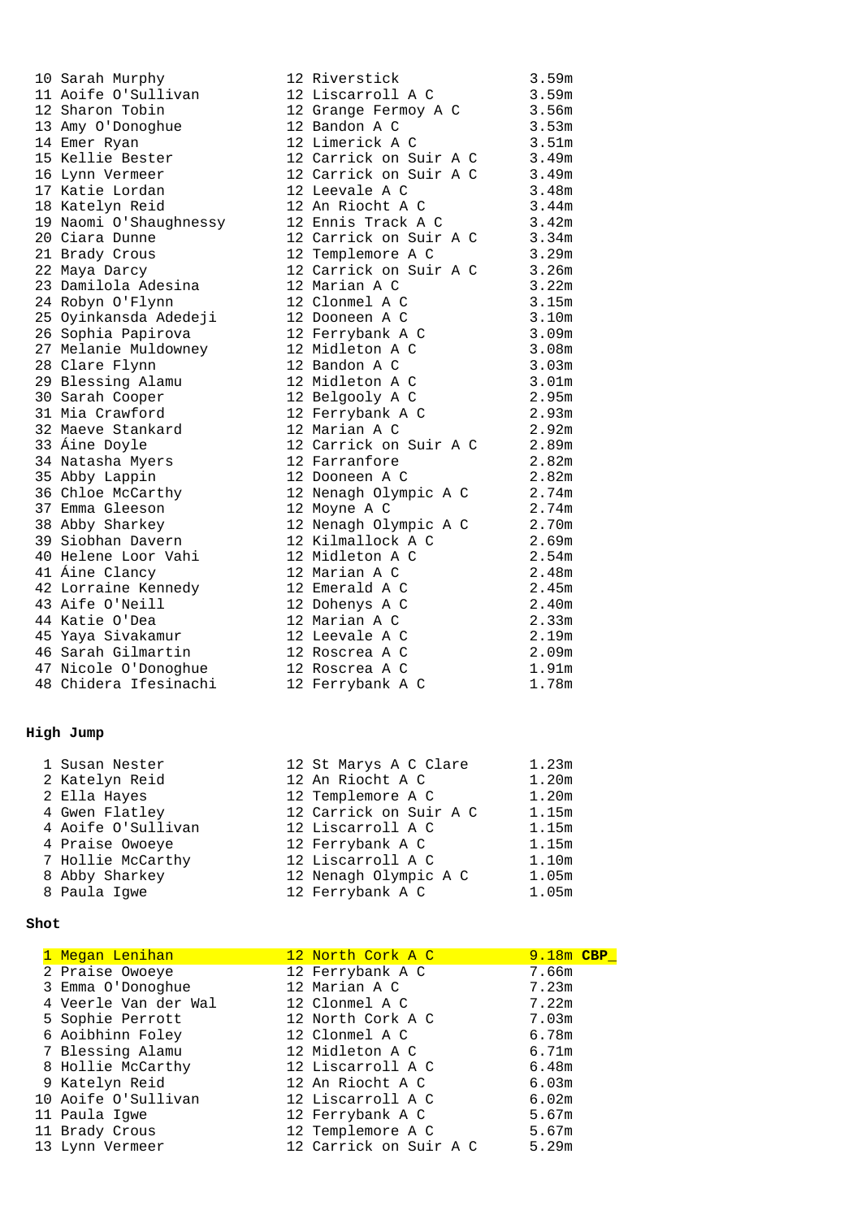| | | | |
|---|---|---|---|
| 10 | Sarah Murphy | 12 Riverstick | 3.59m |
| 11 | Aoife O'Sullivan | 12 Liscarroll A C | 3.59m |
| 12 | Sharon Tobin | 12 Grange Fermoy A C | 3.56m |
| 13 | Amy O'Donoghue | 12 Bandon A C | 3.53m |
| 14 | Emer Ryan | 12 Limerick A C | 3.51m |
| 15 | Kellie Bester | 12 Carrick on Suir A C | 3.49m |
| 16 | Lynn Vermeer | 12 Carrick on Suir A C | 3.49m |
| 17 | Katie Lordan | 12 Leevale A C | 3.48m |
| 18 | Katelyn Reid | 12 An Riocht A C | 3.44m |
| 19 | Naomi O'Shaughnessy | 12 Ennis Track A C | 3.42m |
| 20 | Ciara Dunne | 12 Carrick on Suir A C | 3.34m |
| 21 | Brady Crous | 12 Templemore A C | 3.29m |
| 22 | Maya Darcy | 12 Carrick on Suir A C | 3.26m |
| 23 | Damilola Adesina | 12 Marian A C | 3.22m |
| 24 | Robyn O'Flynn | 12 Clonmel A C | 3.15m |
| 25 | Oyinkansda Adedeji | 12 Dooneen A C | 3.10m |
| 26 | Sophia Papirova | 12 Ferrybank A C | 3.09m |
| 27 | Melanie Muldowney | 12 Midleton A C | 3.08m |
| 28 | Clare Flynn | 12 Bandon A C | 3.03m |
| 29 | Blessing Alamu | 12 Midleton A C | 3.01m |
| 30 | Sarah Cooper | 12 Belgooly A C | 2.95m |
| 31 | Mia Crawford | 12 Ferrybank A C | 2.93m |
| 32 | Maeve Stankard | 12 Marian A C | 2.92m |
| 33 | Áine Doyle | 12 Carrick on Suir A C | 2.89m |
| 34 | Natasha Myers | 12 Farranfore | 2.82m |
| 35 | Abby Lappin | 12 Dooneen A C | 2.82m |
| 36 | Chloe McCarthy | 12 Nenagh Olympic A C | 2.74m |
| 37 | Emma Gleeson | 12 Moyne A C | 2.74m |
| 38 | Abby Sharkey | 12 Nenagh Olympic A C | 2.70m |
| 39 | Siobhan Davern | 12 Kilmallock A C | 2.69m |
| 40 | Helene Loor Vahi | 12 Midleton A C | 2.54m |
| 41 | Áine Clancy | 12 Marian A C | 2.48m |
| 42 | Lorraine Kennedy | 12 Emerald A C | 2.45m |
| 43 | Aife O'Neill | 12 Dohenys A C | 2.40m |
| 44 | Katie O'Dea | 12 Marian A C | 2.33m |
| 45 | Yaya Sivakamur | 12 Leevale A C | 2.19m |
| 46 | Sarah Gilmartin | 12 Roscrea A C | 2.09m |
| 47 | Nicole O'Donoghue | 12 Roscrea A C | 1.91m |
| 48 | Chidera Ifesinachi | 12 Ferrybank A C | 1.78m |

**High Jump**

| | | | |
|---|---|---|---|
| 1 | Susan Nester | 12 St Marys A C Clare | 1.23m |
| 2 | Katelyn Reid | 12 An Riocht A C | 1.20m |
| 2 | Ella Hayes | 12 Templemore A C | 1.20m |
| 4 | Gwen Flatley | 12 Carrick on Suir A C | 1.15m |
| 4 | Aoife O'Sullivan | 12 Liscarroll A C | 1.15m |
| 4 | Praise Owoeye | 12 Ferrybank A C | 1.15m |
| 7 | Hollie McCarthy | 12 Liscarroll A C | 1.10m |
| 8 | Abby Sharkey | 12 Nenagh Olympic A C | 1.05m |
| 8 | Paula Igwe | 12 Ferrybank A C | 1.05m |

**Shot**

| | | | |
|---|---|---|---|
| 1 | Megan Lenihan | 12 North Cork A C | 9.18m **CBP_** |
| 2 | Praise Owoeye | 12 Ferrybank A C | 7.66m |
| 3 | Emma O'Donoghue | 12 Marian A C | 7.23m |
| 4 | Veerle Van der Wal | 12 Clonmel A C | 7.22m |
| 5 | Sophie Perrott | 12 North Cork A C | 7.03m |
| 6 | Aoibhinn Foley | 12 Clonmel A C | 6.78m |
| 7 | Blessing Alamu | 12 Midleton A C | 6.71m |
| 8 | Hollie McCarthy | 12 Liscarroll A C | 6.48m |
| 9 | Katelyn Reid | 12 An Riocht A C | 6.03m |
| 10 | Aoife O'Sullivan | 12 Liscarroll A C | 6.02m |
| 11 | Paula Igwe | 12 Ferrybank A C | 5.67m |
| 11 | Brady Crous | 12 Templemore A C | 5.67m |
| 13 | Lynn Vermeer | 12 Carrick on Suir A C | 5.29m |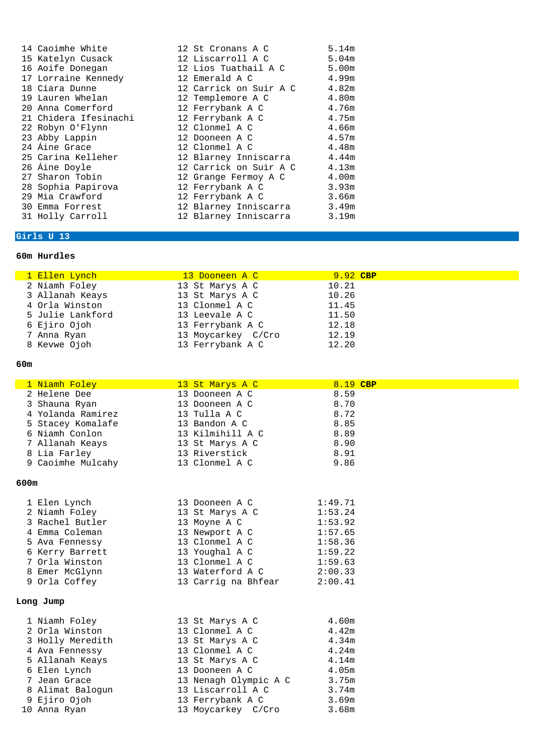| | | | |
|---|---|---|---|
| 14 | Caoimhe White | 12 St Cronans A C | 5.14m |
| 15 | Katelyn Cusack | 12 Liscarroll A C | 5.04m |
| 16 | Aoife Donegan | 12 Lios Tuathail A C | 5.00m |
| 17 | Lorraine Kennedy | 12 Emerald A C | 4.99m |
| 18 | Ciara Dunne | 12 Carrick on Suir A C | 4.82m |
| 19 | Lauren Whelan | 12 Templemore A C | 4.80m |
| 20 | Anna Comerford | 12 Ferrybank A C | 4.76m |
| 21 | Chidera Ifesinachi | 12 Ferrybank A C | 4.75m |
| 22 | Robyn O'Flynn | 12 Clonmel A C | 4.66m |
| 23 | Abby Lappin | 12 Dooneen A C | 4.57m |
| 24 | Áine Grace | 12 Clonmel A C | 4.48m |
| 25 | Carina Kelleher | 12 Blarney Inniscarra | 4.44m |
| 26 | Áine Doyle | 12 Carrick on Suir A C | 4.13m |
| 27 | Sharon Tobin | 12 Grange Fermoy A C | 4.00m |
| 28 | Sophia Papirova | 12 Ferrybank A C | 3.93m |
| 29 | Mia Crawford | 12 Ferrybank A C | 3.66m |
| 30 | Emma Forrest | 12 Blarney Inniscarra | 3.49m |
| 31 | Holly Carroll | 12 Blarney Inniscarra | 3.19m |

## Girls U 13

### 60m Hurdles

| | | | | |
|---|---|---|---|---|
| 1 | Ellen Lynch | 13 Dooneen A C | 9.92 | **CBP** |
| 2 | Niamh Foley | 13 St Marys A C | 10.21 | |
| 3 | Allanah Keays | 13 St Marys A C | 10.26 | |
| 4 | Orla Winston | 13 Clonmel A C | 11.45 | |
| 5 | Julie Lankford | 13 Leevale A C | 11.50 | |
| 6 | Ejiro Ojoh | 13 Ferrybank A C | 12.18 | |
| 7 | Anna Ryan | 13 Moycarkey C/Cro | 12.19 | |
| 8 | Kevwe Ojoh | 13 Ferrybank A C | 12.20 | |

### 60m

| | | | | |
|---|---|---|---|---|
| 1 | Niamh Foley | 13 St Marys A C | 8.19 | **CBP** |
| 2 | Helene Dee | 13 Dooneen A C | 8.59 | |
| 3 | Shauna Ryan | 13 Dooneen A C | 8.70 | |
| 4 | Yolanda Ramirez | 13 Tulla A C | 8.72 | |
| 5 | Stacey Komalafe | 13 Bandon A C | 8.85 | |
| 6 | Niamh Conlon | 13 Kilmihill A C | 8.89 | |
| 7 | Allanah Keays | 13 St Marys A C | 8.90 | |
| 8 | Lia Farley | 13 Riverstick | 8.91 | |
| 9 | Caoimhe Mulcahy | 13 Clonmel A C | 9.86 | |

### 600m

| | | | |
|---|---|---|---|
| 1 | Elen Lynch | 13 Dooneen A C | 1:49.71 |
| 2 | Niamh Foley | 13 St Marys A C | 1:53.24 |
| 3 | Rachel Butler | 13 Moyne A C | 1:53.92 |
| 4 | Emma Coleman | 13 Newport A C | 1:57.65 |
| 5 | Ava Fennessy | 13 Clonmel A C | 1:58.36 |
| 6 | Kerry Barrett | 13 Youghal A C | 1:59.22 |
| 7 | Orla Winston | 13 Clonmel A C | 1:59.63 |
| 8 | Emer McGlynn | 13 Waterford A C | 2:00.33 |
| 9 | Orla Coffey | 13 Carrig na Bhfear | 2:00.41 |

### Long Jump

| | | | |
|---|---|---|---|
| 1 | Niamh Foley | 13 St Marys A C | 4.60m |
| 2 | Orla Winston | 13 Clonmel A C | 4.42m |
| 3 | Holly Meredith | 13 St Marys A C | 4.34m |
| 4 | Ava Fennessy | 13 Clonmel A C | 4.24m |
| 5 | Allanah Keays | 13 St Marys A C | 4.14m |
| 6 | Elen Lynch | 13 Dooneen A C | 4.05m |
| 7 | Jean Grace | 13 Nenagh Olympic A C | 3.75m |
| 8 | Alimat Balogun | 13 Liscarroll A C | 3.74m |
| 9 | Ejiro Ojoh | 13 Ferrybank A C | 3.69m |
| 10 | Anna Ryan | 13 Moycarkey C/Cro | 3.68m |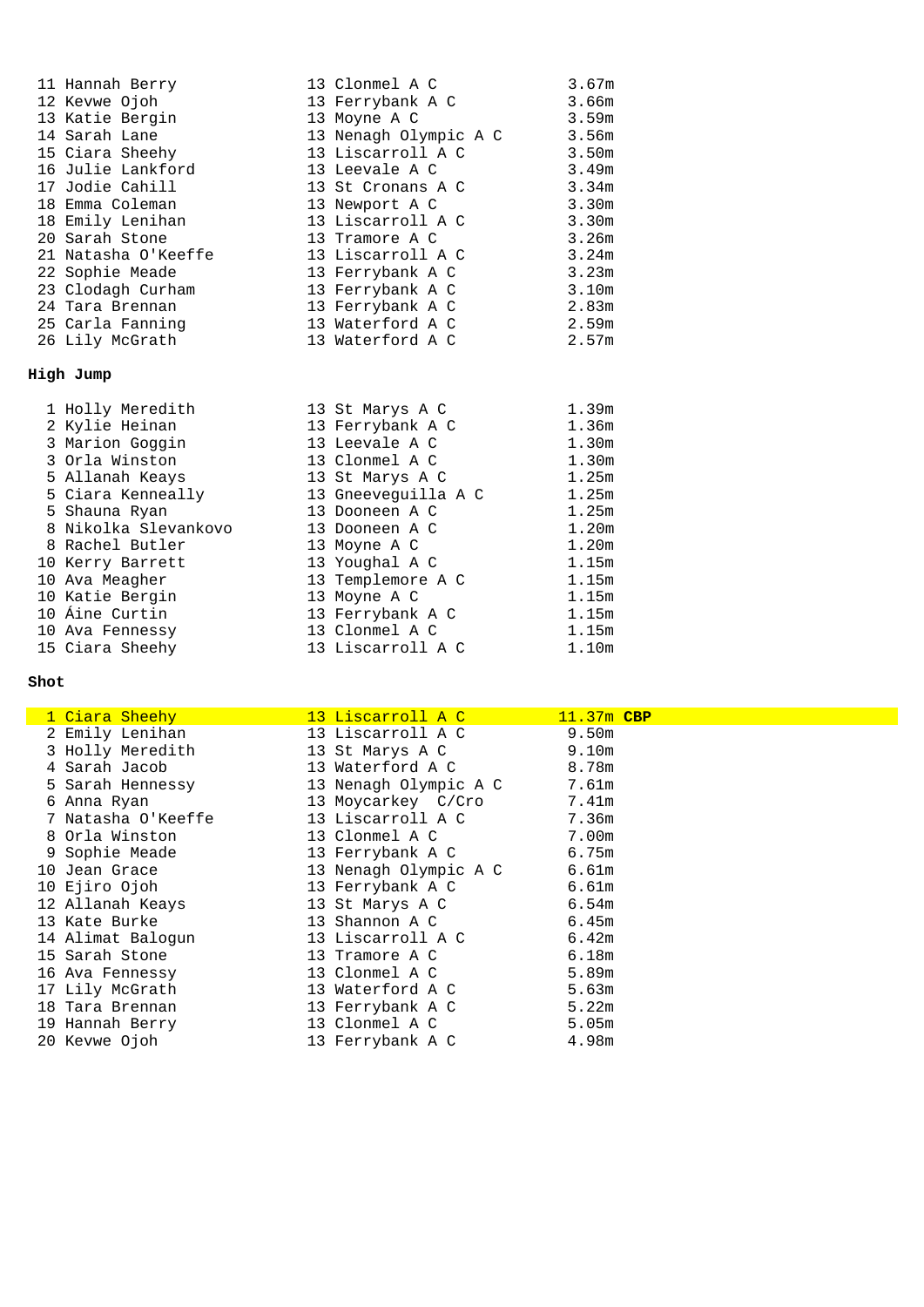| | | | |
|---|---|---|---|
| 11 | Hannah Berry | 13 Clonmel A C | 3.67m |
| 12 | Kevwe Ojoh | 13 Ferrybank A C | 3.66m |
| 13 | Katie Bergin | 13 Moyne A C | 3.59m |
| 14 | Sarah Lane | 13 Nenagh Olympic A C | 3.56m |
| 15 | Ciara Sheehy | 13 Liscarroll A C | 3.50m |
| 16 | Julie Lankford | 13 Leevale A C | 3.49m |
| 17 | Jodie Cahill | 13 St Cronans A C | 3.34m |
| 18 | Emma Coleman | 13 Newport A C | 3.30m |
| 18 | Emily Lenihan | 13 Liscarroll A C | 3.30m |
| 20 | Sarah Stone | 13 Tramore A C | 3.26m |
| 21 | Natasha O'Keeffe | 13 Liscarroll A C | 3.24m |
| 22 | Sophie Meade | 13 Ferrybank A C | 3.23m |
| 23 | Clodagh Curham | 13 Ferrybank A C | 3.10m |
| 24 | Tara Brennan | 13 Ferrybank A C | 2.83m |
| 25 | Carla Fanning | 13 Waterford A C | 2.59m |
| 26 | Lily McGrath | 13 Waterford A C | 2.57m |

**High Jump**

| | | | |
|---|---|---|---|
| 1 | Holly Meredith | 13 St Marys A C | 1.39m |
| 2 | Kylie Heinan | 13 Ferrybank A C | 1.36m |
| 3 | Marion Goggin | 13 Leevale A C | 1.30m |
| 3 | Orla Winston | 13 Clonmel A C | 1.30m |
| 5 | Allanah Keays | 13 St Marys A C | 1.25m |
| 5 | Ciara Kenneally | 13 Gneeveguilla A C | 1.25m |
| 5 | Shauna Ryan | 13 Dooneen A C | 1.25m |
| 8 | Nikolka Slevankovo | 13 Dooneen A C | 1.20m |
| 8 | Rachel Butler | 13 Moyne A C | 1.20m |
| 10 | Kerry Barrett | 13 Youghal A C | 1.15m |
| 10 | Ava Meagher | 13 Templemore A C | 1.15m |
| 10 | Katie Bergin | 13 Moyne A C | 1.15m |
| 10 | Áine Curtin | 13 Ferrybank A C | 1.15m |
| 10 | Ava Fennessy | 13 Clonmel A C | 1.15m |
| 15 | Ciara Sheehy | 13 Liscarroll A C | 1.10m |

**Shot**

| | | | |
|---|---|---|---|
| 1 | Ciara Sheehy | 13 Liscarroll A C | 11.37m **CBP** |
| 2 | Emily Lenihan | 13 Liscarroll A C | 9.50m |
| 3 | Holly Meredith | 13 St Marys A C | 9.10m |
| 4 | Sarah Jacob | 13 Waterford A C | 8.78m |
| 5 | Sarah Hennessy | 13 Nenagh Olympic A C | 7.61m |
| 6 | Anna Ryan | 13 Moycarkey C/Cro | 7.41m |
| 7 | Natasha O'Keeffe | 13 Liscarroll A C | 7.36m |
| 8 | Orla Winston | 13 Clonmel A C | 7.00m |
| 9 | Sophie Meade | 13 Ferrybank A C | 6.75m |
| 10 | Jean Grace | 13 Nenagh Olympic A C | 6.61m |
| 10 | Ejiro Ojoh | 13 Ferrybank A C | 6.61m |
| 12 | Allanah Keays | 13 St Marys A C | 6.54m |
| 13 | Kate Burke | 13 Shannon A C | 6.45m |
| 14 | Alimat Balogun | 13 Liscarroll A C | 6.42m |
| 15 | Sarah Stone | 13 Tramore A C | 6.18m |
| 16 | Ava Fennessy | 13 Clonmel A C | 5.89m |
| 17 | Lily McGrath | 13 Waterford A C | 5.63m |
| 18 | Tara Brennan | 13 Ferrybank A C | 5.22m |
| 19 | Hannah Berry | 13 Clonmel A C | 5.05m |
| 20 | Kevwe Ojoh | 13 Ferrybank A C | 4.98m |